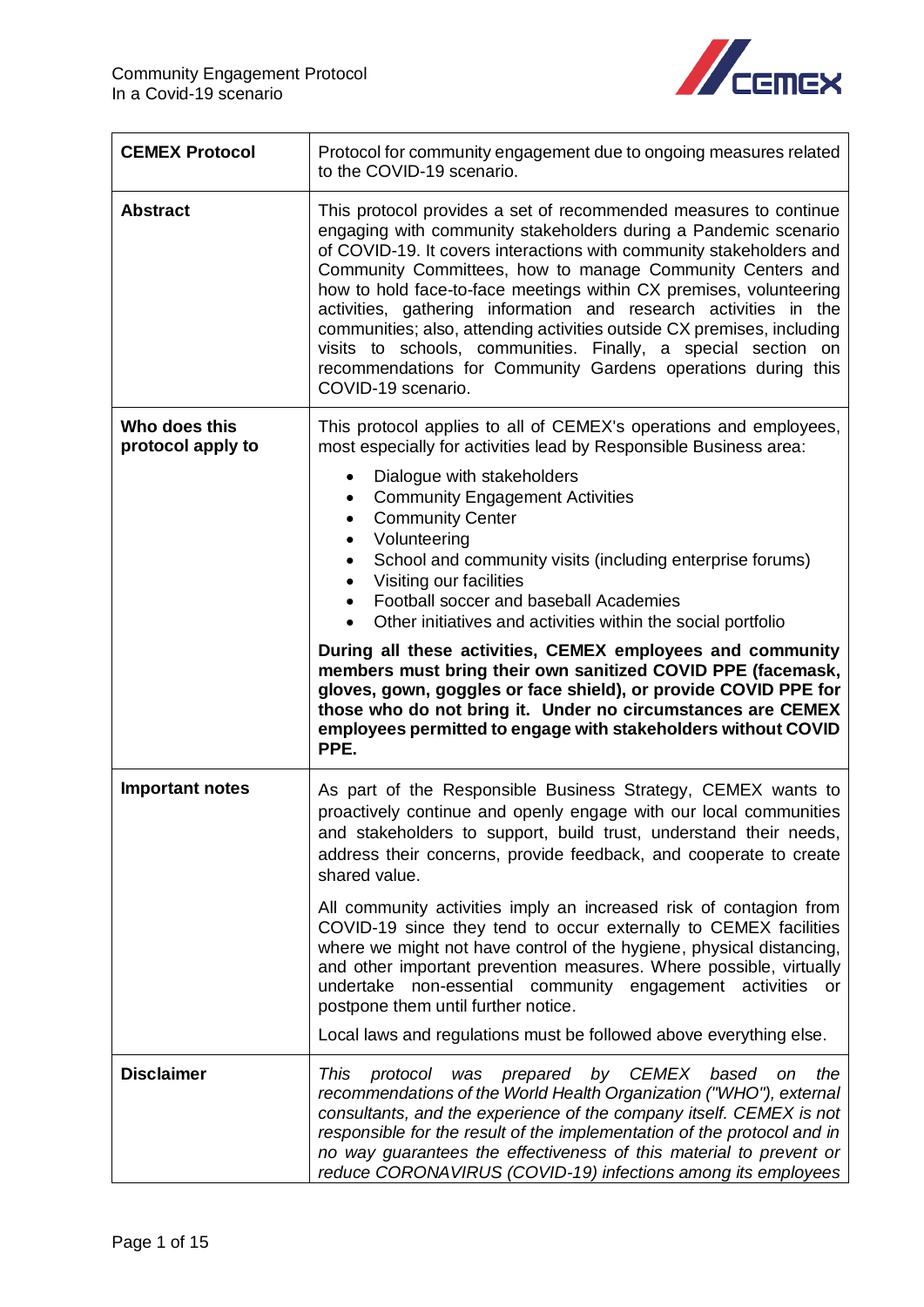| **CEMEX Protocol** | Protocol for community engagement due to ongoing measures related to the COVID-19 scenario. |
|---|---|
| **Abstract** | This protocol provides a set of recommended measures to continue engaging with community stakeholders during a Pandemic scenario of COVID-19. It covers interactions with community stakeholders and Community Committees, how to manage Community Centers and how to hold face-to-face meetings within CX premises, volunteering activities, gathering information and research activities in the communities; also, attending activities outside CX premises, including visits to schools, communities. Finally, a special section on recommendations for Community Gardens operations during this COVID-19 scenario. |
| **Who does this protocol apply to** | This protocol applies to all of CEMEX's operations and employees, most especially for activities lead by Responsible Business area:<br>• Dialogue with stakeholders<br>• Community Engagement Activities<br>• Community Center<br>• Volunteering<br>• School and community visits (including enterprise forums)<br>• Visiting our facilities<br>• Football soccer and baseball Academies<br>• Other initiatives and activities within the social portfolio<br><br>**During all these activities, CEMEX employees and community members must bring their own sanitized COVID PPE (facemask, gloves, gown, goggles or face shield), or provide COVID PPE for those who do not bring it. Under no circumstances are CEMEX employees permitted to engage with stakeholders without COVID PPE.** |
| **Important notes** | As part of the Responsible Business Strategy, CEMEX wants to proactively continue and openly engage with our local communities and stakeholders to support, build trust, understand their needs, address their concerns, provide feedback, and cooperate to create shared value.<br><br>All community activities imply an increased risk of contagion from COVID-19 since they tend to occur externally to CEMEX facilities where we might not have control of the hygiene, physical distancing, and other important prevention measures. Where possible, virtually undertake non-essential community engagement activities or postpone them until further notice.<br><br>Local laws and regulations must be followed above everything else. |
| **Disclaimer** | *This protocol was prepared by CEMEX based on the recommendations of the World Health Organization ("WHO"), external consultants, and the experience of the company itself. CEMEX is not responsible for the result of the implementation of the protocol and in no way guarantees the effectiveness of this material to prevent or reduce CORONAVIRUS (COVID-19) infections among its employees* |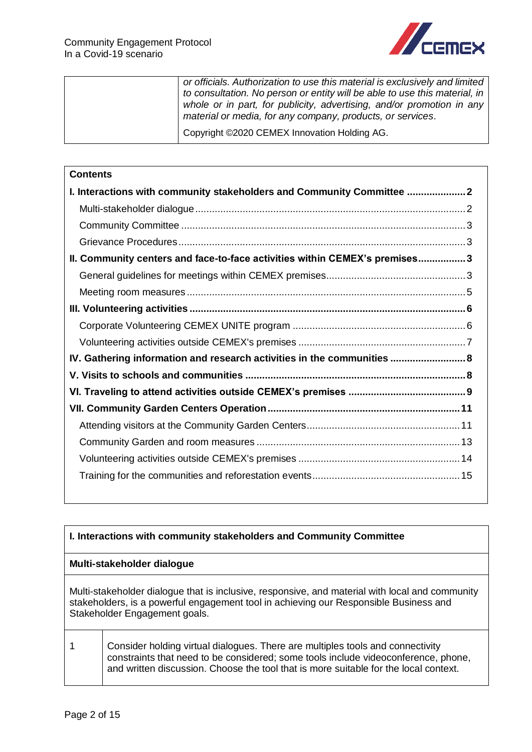| | *or officials. Authorization to use this material is exclusively and limited to consultation. No person or entity will be able to use this material, in whole or in part, for publicity, advertising, and/or promotion in any material or media, for any company, products, or services*. |
|---|---|
| | Copyright ©2020 CEMEX Innovation Holding AG. |

**Contents**

- **I. Interactions with community stakeholders and Community Committee ..................... 2**
  - Multi-stakeholder dialogue ..................... 2
  - Community Committee ..................... 3
  - Grievance Procedures ..................... 3
- **II. Community centers and face-to-face activities within CEMEX's premises ..................... 3**
  - General guidelines for meetings within CEMEX premises ..................... 3
  - Meeting room measures ..................... 5
- **III. Volunteering activities ..................... 6**
  - Corporate Volunteering CEMEX UNITE program ..................... 6
  - Volunteering activities outside CEMEX's premises ..................... 7
- **IV. Gathering information and research activities in the communities ..................... 8**
- **V. Visits to schools and communities ..................... 8**
- **VI. Traveling to attend activities outside CEMEX's premises ..................... 9**
- **VII. Community Garden Centers Operation ..................... 11**
  - Attending visitors at the Community Garden Centers ..................... 11
  - Community Garden and room measures ..................... 13
  - Volunteering activities outside CEMEX's premises ..................... 14
  - Training for the communities and reforestation events ..................... 15

## I. Interactions with community stakeholders and Community Committee

### Multi-stakeholder dialogue

Multi-stakeholder dialogue that is inclusive, responsive, and material with local and community stakeholders, is a powerful engagement tool in achieving our Responsible Business and Stakeholder Engagement goals.

| | |
|---|---|
| 1 | Consider holding virtual dialogues. There are multiples tools and connectivity constraints that need to be considered; some tools include videoconference, phone, and written discussion. Choose the tool that is more suitable for the local context. |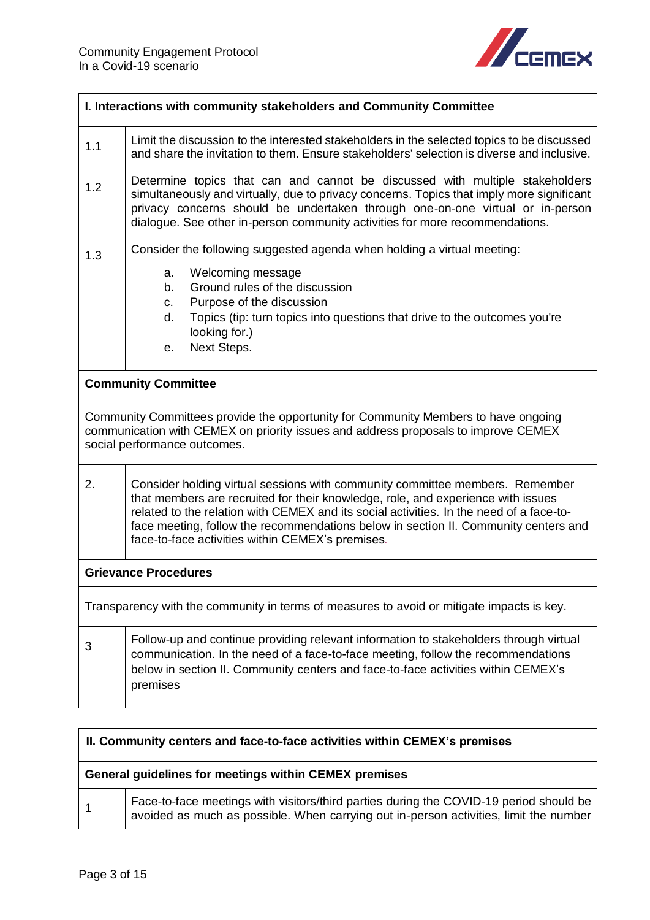| I. Interactions with community stakeholders and Community Committee | |
|---|---|
| 1.1 | Limit the discussion to the interested stakeholders in the selected topics to be discussed and share the invitation to them. Ensure stakeholders' selection is diverse and inclusive. |
| 1.2 | Determine topics that can and cannot be discussed with multiple stakeholders simultaneously and virtually, due to privacy concerns. Topics that imply more significant privacy concerns should be undertaken through one-on-one virtual or in-person dialogue. See other in-person community activities for more recommendations. |
| 1.3 | Consider the following suggested agenda when holding a virtual meeting:<br>a. Welcoming message<br>b. Ground rules of the discussion<br>c. Purpose of the discussion<br>d. Topics (tip: turn topics into questions that drive to the outcomes you're looking for.)<br>e. Next Steps. |
| **Community Committee** | |
| Community Committees provide the opportunity for Community Members to have ongoing communication with CEMEX on priority issues and address proposals to improve CEMEX social performance outcomes. | |
| 2. | Consider holding virtual sessions with community committee members. Remember that members are recruited for their knowledge, role, and experience with issues related to the relation with CEMEX and its social activities. In the need of a face-to-face meeting, follow the recommendations below in section II. Community centers and face-to-face activities within CEMEX's premises. |
| **Grievance Procedures** | |
| Transparency with the community in terms of measures to avoid or mitigate impacts is key. | |
| 3 | Follow-up and continue providing relevant information to stakeholders through virtual communication. In the need of a face-to-face meeting, follow the recommendations below in section II. Community centers and face-to-face activities within CEMEX's premises |

| II. Community centers and face-to-face activities within CEMEX's premises | |
|---|---|
| **General guidelines for meetings within CEMEX premises** | |
| 1 | Face-to-face meetings with visitors/third parties during the COVID-19 period should be avoided as much as possible. When carrying out in-person activities, limit the number |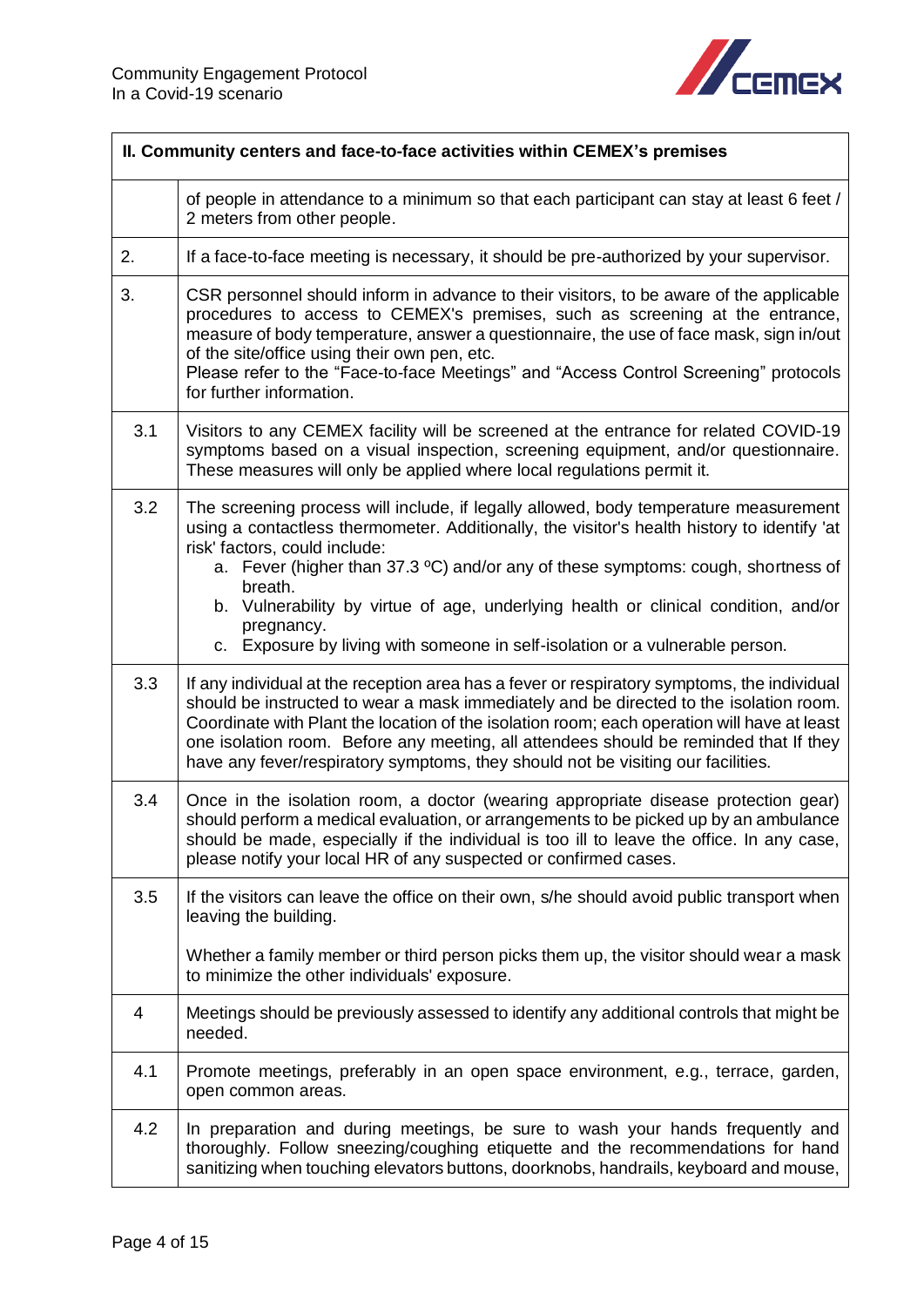| II. Community centers and face-to-face activities within CEMEX's premises | |
|---|---|
| | of people in attendance to a minimum so that each participant can stay at least 6 feet / 2 meters from other people. |
| 2. | If a face-to-face meeting is necessary, it should be pre-authorized by your supervisor. |
| 3. | CSR personnel should inform in advance to their visitors, to be aware of the applicable procedures to access to CEMEX's premises, such as screening at the entrance, measure of body temperature, answer a questionnaire, the use of face mask, sign in/out of the site/office using their own pen, etc.<br>Please refer to the "Face-to-face Meetings" and "Access Control Screening" protocols for further information. |
| 3.1 | Visitors to any CEMEX facility will be screened at the entrance for related COVID-19 symptoms based on a visual inspection, screening equipment, and/or questionnaire. These measures will only be applied where local regulations permit it. |
| 3.2 | The screening process will include, if legally allowed, body temperature measurement using a contactless thermometer. Additionally, the visitor's health history to identify 'at risk' factors, could include:<br>a. Fever (higher than 37.3 ºC) and/or any of these symptoms: cough, shortness of breath.<br>b. Vulnerability by virtue of age, underlying health or clinical condition, and/or pregnancy.<br>c. Exposure by living with someone in self-isolation or a vulnerable person. |
| 3.3 | If any individual at the reception area has a fever or respiratory symptoms, the individual should be instructed to wear a mask immediately and be directed to the isolation room. Coordinate with Plant the location of the isolation room; each operation will have at least one isolation room. Before any meeting, all attendees should be reminded that If they have any fever/respiratory symptoms, they should not be visiting our facilities. |
| 3.4 | Once in the isolation room, a doctor (wearing appropriate disease protection gear) should perform a medical evaluation, or arrangements to be picked up by an ambulance should be made, especially if the individual is too ill to leave the office. In any case, please notify your local HR of any suspected or confirmed cases. |
| 3.5 | If the visitors can leave the office on their own, s/he should avoid public transport when leaving the building.<br><br>Whether a family member or third person picks them up, the visitor should wear a mask to minimize the other individuals' exposure. |
| 4 | Meetings should be previously assessed to identify any additional controls that might be needed. |
| 4.1 | Promote meetings, preferably in an open space environment, e.g., terrace, garden, open common areas. |
| 4.2 | In preparation and during meetings, be sure to wash your hands frequently and thoroughly. Follow sneezing/coughing etiquette and the recommendations for hand sanitizing when touching elevators buttons, doorknobs, handrails, keyboard and mouse, |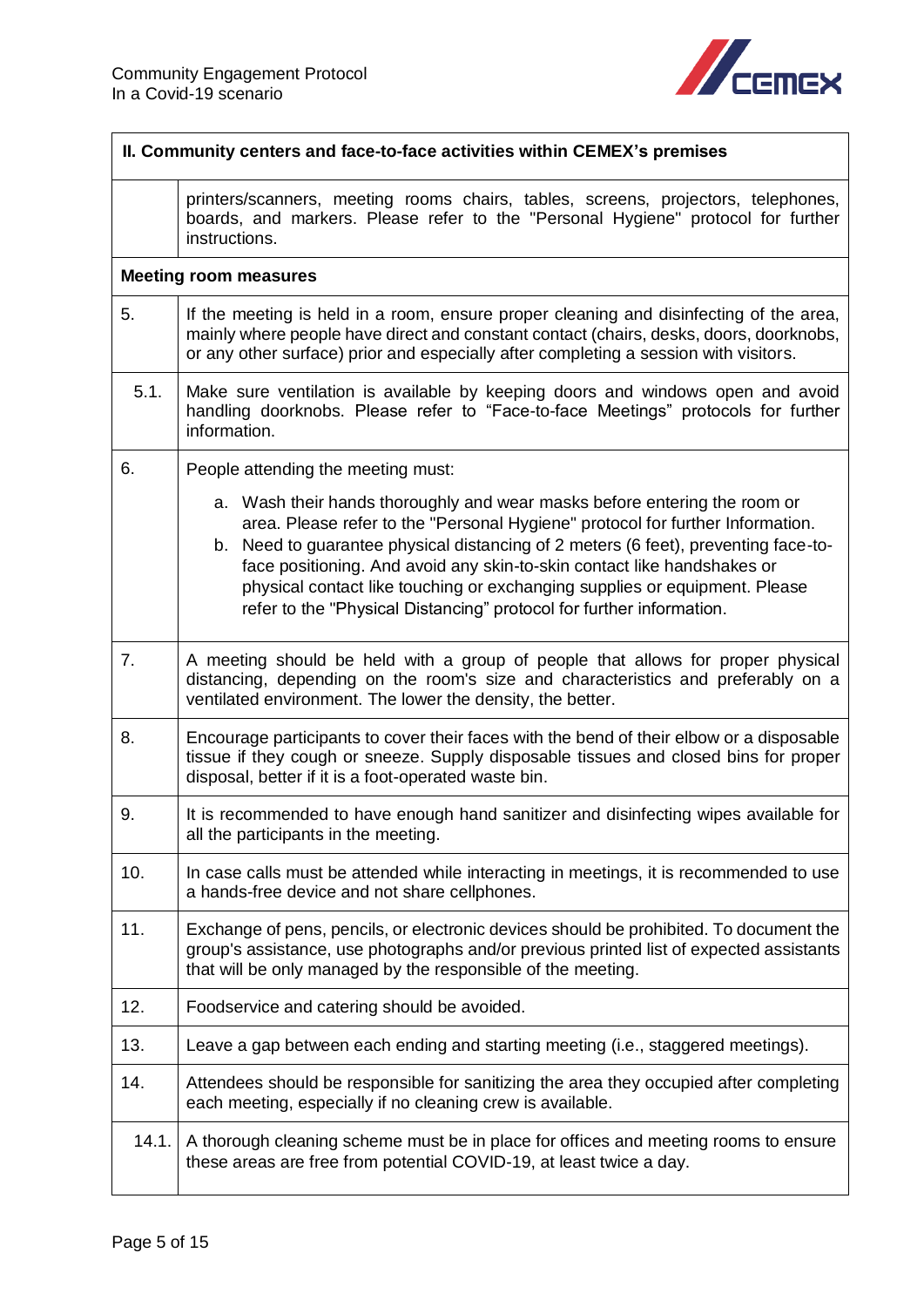| II. Community centers and face-to-face activities within CEMEX's premises | |
|---|---|
| | printers/scanners, meeting rooms chairs, tables, screens, projectors, telephones, boards, and markers. Please refer to the "Personal Hygiene" protocol for further instructions. |
| **Meeting room measures** | |
| 5. | If the meeting is held in a room, ensure proper cleaning and disinfecting of the area, mainly where people have direct and constant contact (chairs, desks, doors, doorknobs, or any other surface) prior and especially after completing a session with visitors. |
| 5.1. | Make sure ventilation is available by keeping doors and windows open and avoid handling doorknobs. Please refer to "Face-to-face Meetings" protocols for further information. |
| 6. | People attending the meeting must:<br>a. Wash their hands thoroughly and wear masks before entering the room or area. Please refer to the "Personal Hygiene" protocol for further Information.<br>b. Need to guarantee physical distancing of 2 meters (6 feet), preventing face-to-face positioning. And avoid any skin-to-skin contact like handshakes or physical contact like touching or exchanging supplies or equipment. Please refer to the "Physical Distancing" protocol for further information. |
| 7. | A meeting should be held with a group of people that allows for proper physical distancing, depending on the room's size and characteristics and preferably on a ventilated environment. The lower the density, the better. |
| 8. | Encourage participants to cover their faces with the bend of their elbow or a disposable tissue if they cough or sneeze. Supply disposable tissues and closed bins for proper disposal, better if it is a foot-operated waste bin. |
| 9. | It is recommended to have enough hand sanitizer and disinfecting wipes available for all the participants in the meeting. |
| 10. | In case calls must be attended while interacting in meetings, it is recommended to use a hands-free device and not share cellphones. |
| 11. | Exchange of pens, pencils, or electronic devices should be prohibited. To document the group's assistance, use photographs and/or previous printed list of expected assistants that will be only managed by the responsible of the meeting. |
| 12. | Foodservice and catering should be avoided. |
| 13. | Leave a gap between each ending and starting meeting (i.e., staggered meetings). |
| 14. | Attendees should be responsible for sanitizing the area they occupied after completing each meeting, especially if no cleaning crew is available. |
| 14.1. | A thorough cleaning scheme must be in place for offices and meeting rooms to ensure these areas are free from potential COVID-19, at least twice a day. |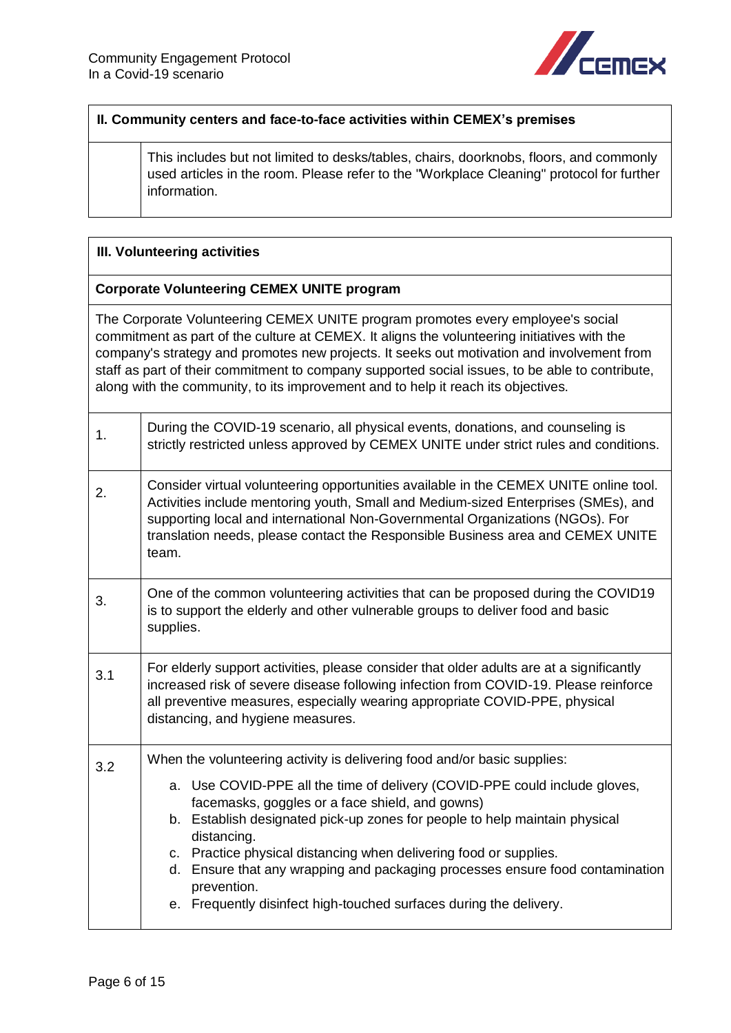## II. Community centers and face-to-face activities within CEMEX's premises

| | |
|---|---|
| | This includes but not limited to desks/tables, chairs, doorknobs, floors, and commonly used articles in the room. Please refer to the "Workplace Cleaning" protocol for further information. |

## III. Volunteering activities

### Corporate Volunteering CEMEX UNITE program

The Corporate Volunteering CEMEX UNITE program promotes every employee's social commitment as part of the culture at CEMEX. It aligns the volunteering initiatives with the company's strategy and promotes new projects. It seeks out motivation and involvement from staff as part of their commitment to company supported social issues, to be able to contribute, along with the community, to its improvement and to help it reach its objectives.

| | |
|---|---|
| 1. | During the COVID-19 scenario, all physical events, donations, and counseling is strictly restricted unless approved by CEMEX UNITE under strict rules and conditions. |
| 2. | Consider virtual volunteering opportunities available in the CEMEX UNITE online tool. Activities include mentoring youth, Small and Medium-sized Enterprises (SMEs), and supporting local and international Non-Governmental Organizations (NGOs). For translation needs, please contact the Responsible Business area and CEMEX UNITE team. |
| 3. | One of the common volunteering activities that can be proposed during the COVID19 is to support the elderly and other vulnerable groups to deliver food and basic supplies. |
| 3.1 | For elderly support activities, please consider that older adults are at a significantly increased risk of severe disease following infection from COVID-19. Please reinforce all preventive measures, especially wearing appropriate COVID-PPE, physical distancing, and hygiene measures. |
| 3.2 | When the volunteering activity is delivering food and/or basic supplies:<br>a. Use COVID-PPE all the time of delivery (COVID-PPE could include gloves, facemasks, goggles or a face shield, and gowns)<br>b. Establish designated pick-up zones for people to help maintain physical distancing.<br>c. Practice physical distancing when delivering food or supplies.<br>d. Ensure that any wrapping and packaging processes ensure food contamination prevention.<br>e. Frequently disinfect high-touched surfaces during the delivery. |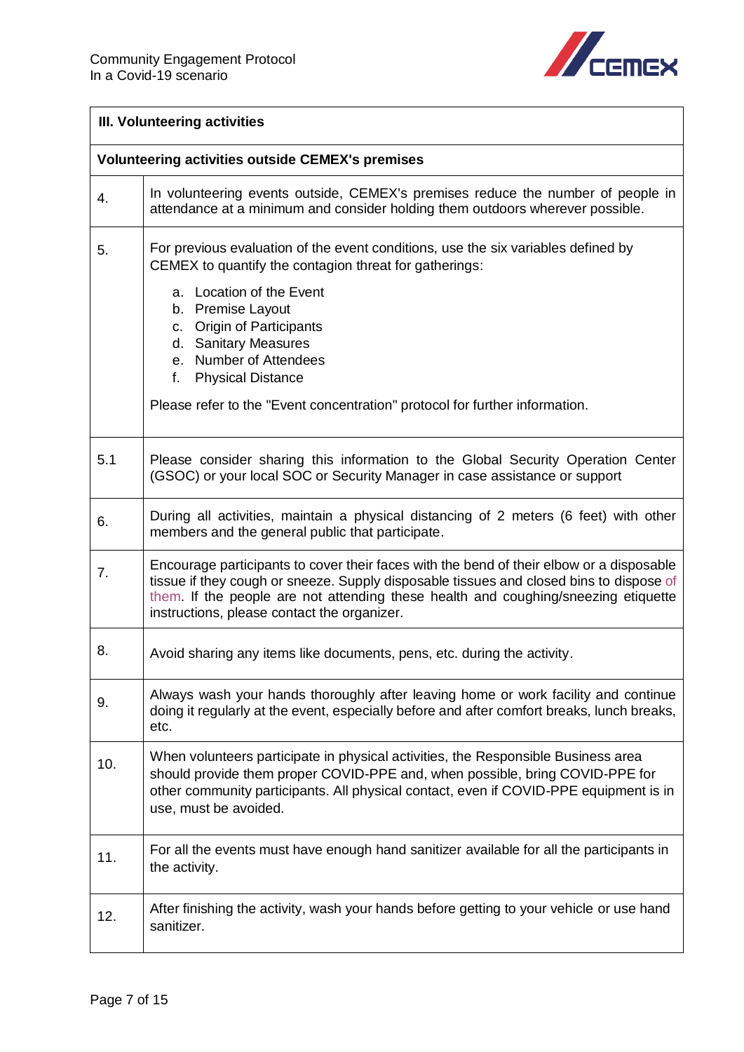| III. Volunteering activities | |
|---|---|
| **Volunteering activities outside CEMEX's premises** | |
| 4. | In volunteering events outside, CEMEX's premises reduce the number of people in attendance at a minimum and consider holding them outdoors wherever possible. |
| 5. | For previous evaluation of the event conditions, use the six variables defined by CEMEX to quantify the contagion threat for gatherings:<br>a. Location of the Event<br>b. Premise Layout<br>c. Origin of Participants<br>d. Sanitary Measures<br>e. Number of Attendees<br>f. Physical Distance<br><br>Please refer to the "Event concentration" protocol for further information. |
| 5.1 | Please consider sharing this information to the Global Security Operation Center (GSOC) or your local SOC or Security Manager in case assistance or support |
| 6. | During all activities, maintain a physical distancing of 2 meters (6 feet) with other members and the general public that participate. |
| 7. | Encourage participants to cover their faces with the bend of their elbow or a disposable tissue if they cough or sneeze. Supply disposable tissues and closed bins to dispose of them. If the people are not attending these health and coughing/sneezing etiquette instructions, please contact the organizer. |
| 8. | Avoid sharing any items like documents, pens, etc. during the activity. |
| 9. | Always wash your hands thoroughly after leaving home or work facility and continue doing it regularly at the event, especially before and after comfort breaks, lunch breaks, etc. |
| 10. | When volunteers participate in physical activities, the Responsible Business area should provide them proper COVID-PPE and, when possible, bring COVID-PPE for other community participants. All physical contact, even if COVID-PPE equipment is in use, must be avoided. |
| 11. | For all the events must have enough hand sanitizer available for all the participants in the activity. |
| 12. | After finishing the activity, wash your hands before getting to your vehicle or use hand sanitizer. |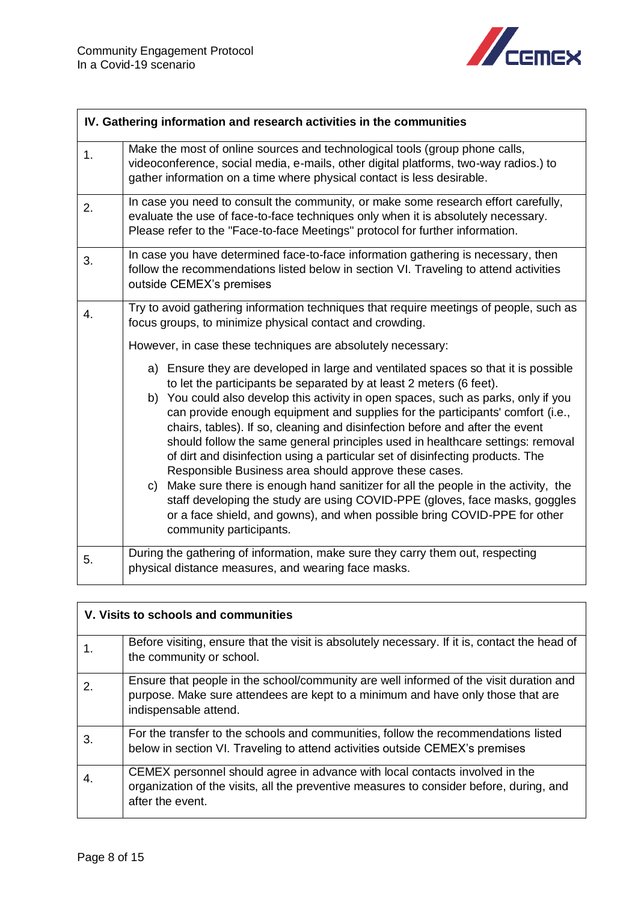| IV. Gathering information and research activities in the communities | |
|---|---|
| 1. | Make the most of online sources and technological tools (group phone calls, videoconference, social media, e-mails, other digital platforms, two-way radios.) to gather information on a time where physical contact is less desirable. |
| 2. | In case you need to consult the community, or make some research effort carefully, evaluate the use of face-to-face techniques only when it is absolutely necessary. Please refer to the "Face-to-face Meetings" protocol for further information. |
| 3. | In case you have determined face-to-face information gathering is necessary, then follow the recommendations listed below in section VI. Traveling to attend activities outside CEMEX's premises |
| 4. | Try to avoid gathering information techniques that require meetings of people, such as focus groups, to minimize physical contact and crowding.<br><br>However, in case these techniques are absolutely necessary:<br><br>a) Ensure they are developed in large and ventilated spaces so that it is possible to let the participants be separated by at least 2 meters (6 feet).<br>b) You could also develop this activity in open spaces, such as parks, only if you can provide enough equipment and supplies for the participants' comfort (i.e., chairs, tables). If so, cleaning and disinfection before and after the event should follow the same general principles used in healthcare settings: removal of dirt and disinfection using a particular set of disinfecting products. The Responsible Business area should approve these cases.<br>c) Make sure there is enough hand sanitizer for all the people in the activity, the staff developing the study are using COVID-PPE (gloves, face masks, goggles or a face shield, and gowns), and when possible bring COVID-PPE for other community participants. |
| 5. | During the gathering of information, make sure they carry them out, respecting physical distance measures, and wearing face masks. |

| V. Visits to schools and communities | |
|---|---|
| 1. | Before visiting, ensure that the visit is absolutely necessary. If it is, contact the head of the community or school. |
| 2. | Ensure that people in the school/community are well informed of the visit duration and purpose. Make sure attendees are kept to a minimum and have only those that are indispensable attend. |
| 3. | For the transfer to the schools and communities, follow the recommendations listed below in section VI. Traveling to attend activities outside CEMEX's premises |
| 4. | CEMEX personnel should agree in advance with local contacts involved in the organization of the visits, all the preventive measures to consider before, during, and after the event. |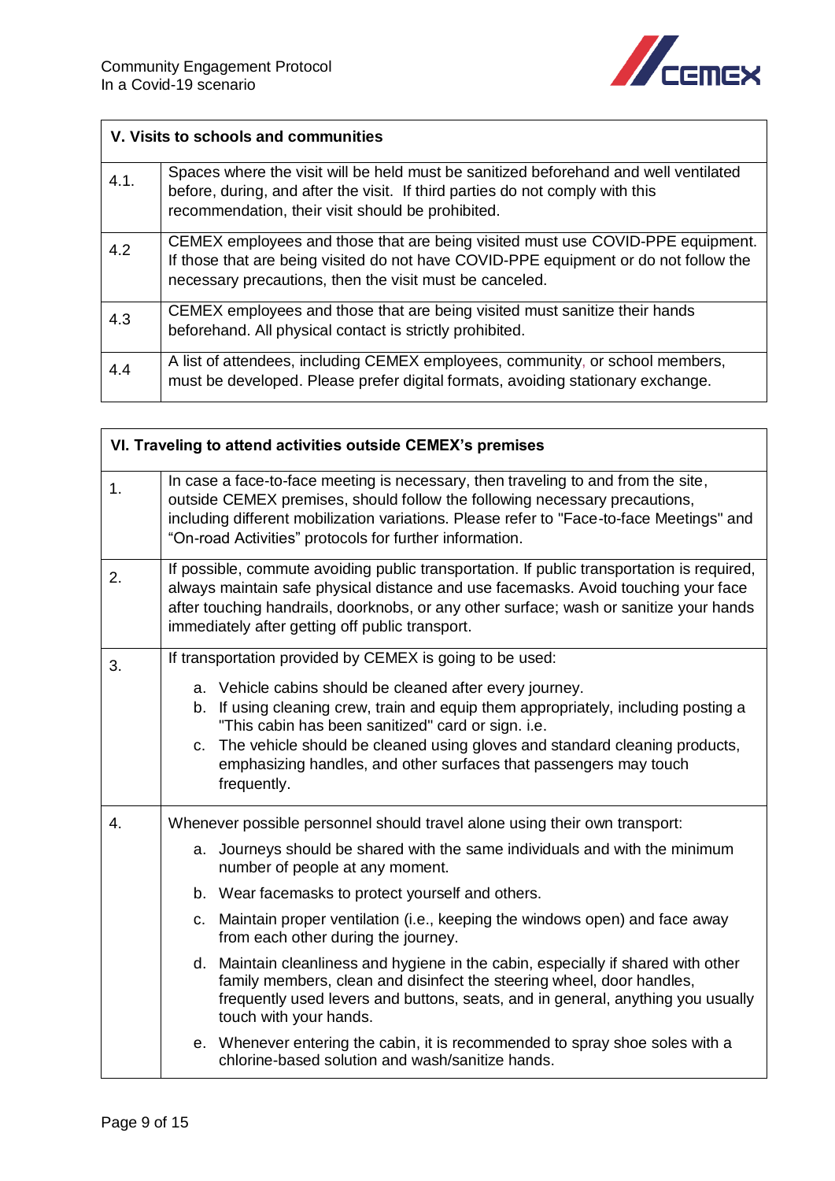| V. Visits to schools and communities | |
|---|---|
| 4.1. | Spaces where the visit will be held must be sanitized beforehand and well ventilated before, during, and after the visit. If third parties do not comply with this recommendation, their visit should be prohibited. |
| 4.2 | CEMEX employees and those that are being visited must use COVID-PPE equipment. If those that are being visited do not have COVID-PPE equipment or do not follow the necessary precautions, then the visit must be canceled. |
| 4.3 | CEMEX employees and those that are being visited must sanitize their hands beforehand. All physical contact is strictly prohibited. |
| 4.4 | A list of attendees, including CEMEX employees, community, or school members, must be developed. Please prefer digital formats, avoiding stationary exchange. |

| VI. Traveling to attend activities outside CEMEX's premises | |
|---|---|
| 1. | In case a face-to-face meeting is necessary, then traveling to and from the site, outside CEMEX premises, should follow the following necessary precautions, including different mobilization variations. Please refer to "Face-to-face Meetings" and "On-road Activities" protocols for further information. |
| 2. | If possible, commute avoiding public transportation. If public transportation is required, always maintain safe physical distance and use facemasks. Avoid touching your face after touching handrails, doorknobs, or any other surface; wash or sanitize your hands immediately after getting off public transport. |
| 3. | If transportation provided by CEMEX is going to be used:<br>a. Vehicle cabins should be cleaned after every journey.<br>b. If using cleaning crew, train and equip them appropriately, including posting a "This cabin has been sanitized" card or sign. i.e.<br>c. The vehicle should be cleaned using gloves and standard cleaning products, emphasizing handles, and other surfaces that passengers may touch frequently. |
| 4. | Whenever possible personnel should travel alone using their own transport:<br>a. Journeys should be shared with the same individuals and with the minimum number of people at any moment.<br>b. Wear facemasks to protect yourself and others.<br>c. Maintain proper ventilation (i.e., keeping the windows open) and face away from each other during the journey.<br>d. Maintain cleanliness and hygiene in the cabin, especially if shared with other family members, clean and disinfect the steering wheel, door handles, frequently used levers and buttons, seats, and in general, anything you usually touch with your hands.<br>e. Whenever entering the cabin, it is recommended to spray shoe soles with a chlorine-based solution and wash/sanitize hands. |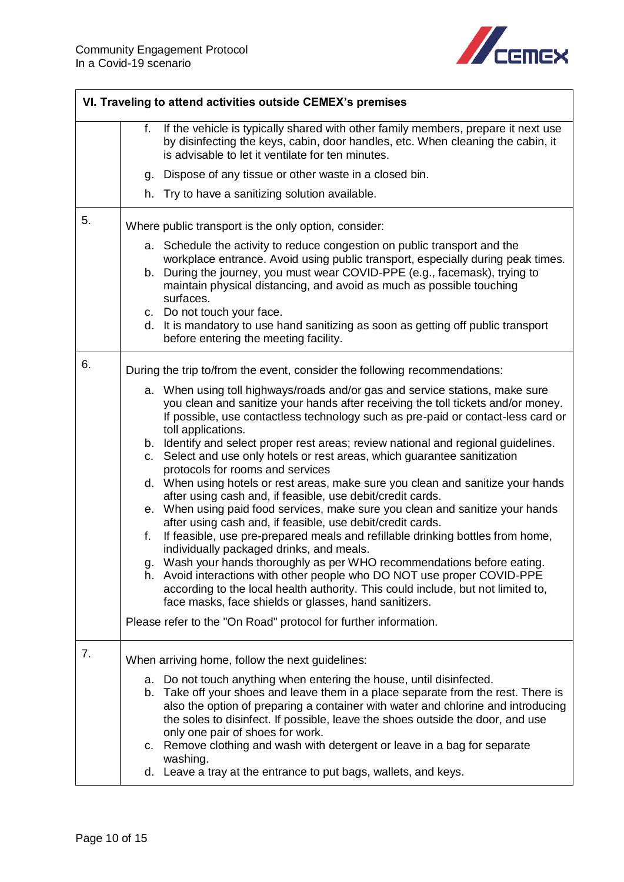| VI. Traveling to attend activities outside CEMEX's premises | |
|---|---|
| | f. If the vehicle is typically shared with other family members, prepare it next use by disinfecting the keys, cabin, door handles, etc. When cleaning the cabin, it is advisable to let it ventilate for ten minutes.<br>g. Dispose of any tissue or other waste in a closed bin.<br>h. Try to have a sanitizing solution available. |
| 5. | Where public transport is the only option, consider:<br>a. Schedule the activity to reduce congestion on public transport and the workplace entrance. Avoid using public transport, especially during peak times.<br>b. During the journey, you must wear COVID-PPE (e.g., facemask), trying to maintain physical distancing, and avoid as much as possible touching surfaces.<br>c. Do not touch your face.<br>d. It is mandatory to use hand sanitizing as soon as getting off public transport before entering the meeting facility. |
| 6. | During the trip to/from the event, consider the following recommendations:<br>a. When using toll highways/roads and/or gas and service stations, make sure you clean and sanitize your hands after receiving the toll tickets and/or money. If possible, use contactless technology such as pre-paid or contact-less card or toll applications.<br>b. Identify and select proper rest areas; review national and regional guidelines.<br>c. Select and use only hotels or rest areas, which guarantee sanitization protocols for rooms and services<br>d. When using hotels or rest areas, make sure you clean and sanitize your hands after using cash and, if feasible, use debit/credit cards.<br>e. When using paid food services, make sure you clean and sanitize your hands after using cash and, if feasible, use debit/credit cards.<br>f. If feasible, use pre-prepared meals and refillable drinking bottles from home, individually packaged drinks, and meals.<br>g. Wash your hands thoroughly as per WHO recommendations before eating.<br>h. Avoid interactions with other people who DO NOT use proper COVID-PPE according to the local health authority. This could include, but not limited to, face masks, face shields or glasses, hand sanitizers.<br><br>Please refer to the "On Road" protocol for further information. |
| 7. | When arriving home, follow the next guidelines:<br>a. Do not touch anything when entering the house, until disinfected.<br>b. Take off your shoes and leave them in a place separate from the rest. There is also the option of preparing a container with water and chlorine and introducing the soles to disinfect. If possible, leave the shoes outside the door, and use only one pair of shoes for work.<br>c. Remove clothing and wash with detergent or leave in a bag for separate washing.<br>d. Leave a tray at the entrance to put bags, wallets, and keys. |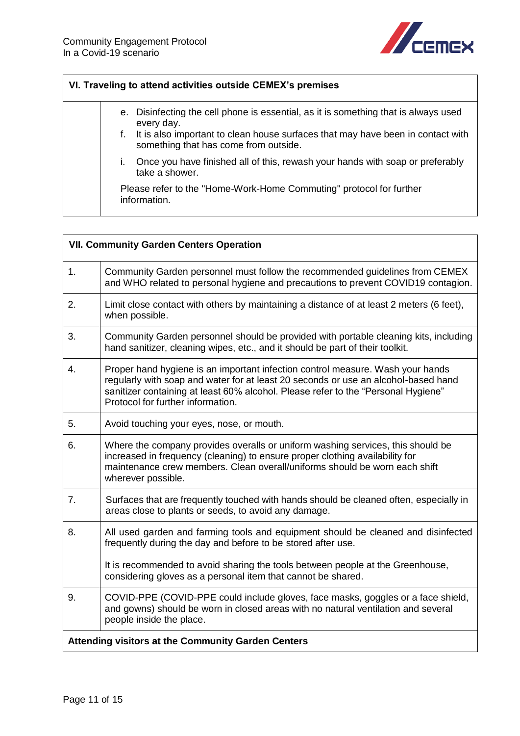| VI. Traveling to attend activities outside CEMEX's premises | |
|---|---|
| | e. Disinfecting the cell phone is essential, as it is something that is always used every day.<br>f. It is also important to clean house surfaces that may have been in contact with something that has come from outside.<br>i. Once you have finished all of this, rewash your hands with soap or preferably take a shower.<br><br>Please refer to the "Home-Work-Home Commuting" protocol for further information. |

| VII. Community Garden Centers Operation | |
|---|---|
| 1. | Community Garden personnel must follow the recommended guidelines from CEMEX and WHO related to personal hygiene and precautions to prevent COVID19 contagion. |
| 2. | Limit close contact with others by maintaining a distance of at least 2 meters (6 feet), when possible. |
| 3. | Community Garden personnel should be provided with portable cleaning kits, including hand sanitizer, cleaning wipes, etc., and it should be part of their toolkit. |
| 4. | Proper hand hygiene is an important infection control measure. Wash your hands regularly with soap and water for at least 20 seconds or use an alcohol-based hand sanitizer containing at least 60% alcohol. Please refer to the "Personal Hygiene" Protocol for further information. |
| 5. | Avoid touching your eyes, nose, or mouth. |
| 6. | Where the company provides overalls or uniform washing services, this should be increased in frequency (cleaning) to ensure proper clothing availability for maintenance crew members. Clean overall/uniforms should be worn each shift wherever possible. |
| 7. | Surfaces that are frequently touched with hands should be cleaned often, especially in areas close to plants or seeds, to avoid any damage. |
| 8. | All used garden and farming tools and equipment should be cleaned and disinfected frequently during the day and before to be stored after use.<br><br>It is recommended to avoid sharing the tools between people at the Greenhouse, considering gloves as a personal item that cannot be shared. |
| 9. | COVID-PPE (COVID-PPE could include gloves, face masks, goggles or a face shield, and gowns) should be worn in closed areas with no natural ventilation and several people inside the place. |
| **Attending visitors at the Community Garden Centers** | |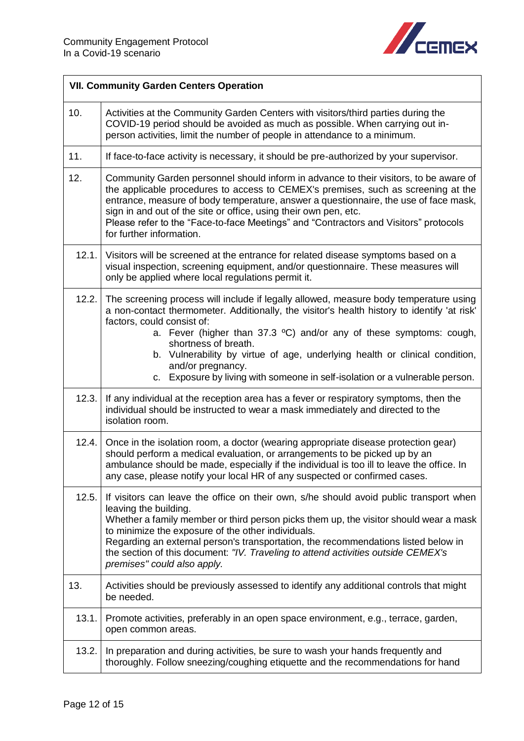| VII. Community Garden Centers Operation | |
|---|---|
| 10. | Activities at the Community Garden Centers with visitors/third parties during the COVID-19 period should be avoided as much as possible. When carrying out in-person activities, limit the number of people in attendance to a minimum. |
| 11. | If face-to-face activity is necessary, it should be pre-authorized by your supervisor. |
| 12. | Community Garden personnel should inform in advance to their visitors, to be aware of the applicable procedures to access to CEMEX's premises, such as screening at the entrance, measure of body temperature, answer a questionnaire, the use of face mask, sign in and out of the site or office, using their own pen, etc.<br>Please refer to the "Face-to-face Meetings" and "Contractors and Visitors" protocols for further information. |
| 12.1. | Visitors will be screened at the entrance for related disease symptoms based on a visual inspection, screening equipment, and/or questionnaire. These measures will only be applied where local regulations permit it. |
| 12.2. | The screening process will include if legally allowed, measure body temperature using a non-contact thermometer. Additionally, the visitor's health history to identify 'at risk' factors, could consist of:<br>a. Fever (higher than 37.3 ºC) and/or any of these symptoms: cough, shortness of breath.<br>b. Vulnerability by virtue of age, underlying health or clinical condition, and/or pregnancy.<br>c. Exposure by living with someone in self-isolation or a vulnerable person. |
| 12.3. | If any individual at the reception area has a fever or respiratory symptoms, then the individual should be instructed to wear a mask immediately and directed to the isolation room. |
| 12.4. | Once in the isolation room, a doctor (wearing appropriate disease protection gear) should perform a medical evaluation, or arrangements to be picked up by an ambulance should be made, especially if the individual is too ill to leave the office. In any case, please notify your local HR of any suspected or confirmed cases. |
| 12.5. | If visitors can leave the office on their own, s/he should avoid public transport when leaving the building.<br>Whether a family member or third person picks them up, the visitor should wear a mask to minimize the exposure of the other individuals.<br>Regarding an external person's transportation, the recommendations listed below in the section of this document: *"IV. Traveling to attend activities outside CEMEX's premises" could also apply.* |
| 13. | Activities should be previously assessed to identify any additional controls that might be needed. |
| 13.1. | Promote activities, preferably in an open space environment, e.g., terrace, garden, open common areas. |
| 13.2. | In preparation and during activities, be sure to wash your hands frequently and thoroughly. Follow sneezing/coughing etiquette and the recommendations for hand |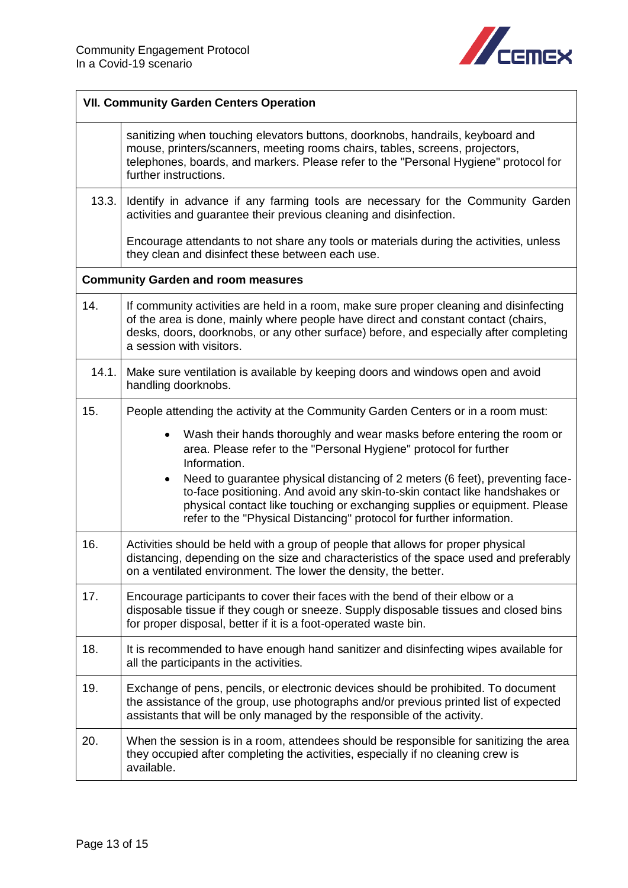| VII. Community Garden Centers Operation | |
|---|---|
| | sanitizing when touching elevators buttons, doorknobs, handrails, keyboard and mouse, printers/scanners, meeting rooms chairs, tables, screens, projectors, telephones, boards, and markers. Please refer to the "Personal Hygiene" protocol for further instructions. |
| 13.3. | Identify in advance if any farming tools are necessary for the Community Garden activities and guarantee their previous cleaning and disinfection.<br><br>Encourage attendants to not share any tools or materials during the activities, unless they clean and disinfect these between each use. |
| **Community Garden and room measures** | |
| 14. | If community activities are held in a room, make sure proper cleaning and disinfecting of the area is done, mainly where people have direct and constant contact (chairs, desks, doors, doorknobs, or any other surface) before, and especially after completing a session with visitors. |
| 14.1. | Make sure ventilation is available by keeping doors and windows open and avoid handling doorknobs. |
| 15. | People attending the activity at the Community Garden Centers or in a room must:<br>• Wash their hands thoroughly and wear masks before entering the room or area. Please refer to the "Personal Hygiene" protocol for further Information.<br>• Need to guarantee physical distancing of 2 meters (6 feet), preventing face-to-face positioning. And avoid any skin-to-skin contact like handshakes or physical contact like touching or exchanging supplies or equipment. Please refer to the "Physical Distancing" protocol for further information. |
| 16. | Activities should be held with a group of people that allows for proper physical distancing, depending on the size and characteristics of the space used and preferably on a ventilated environment. The lower the density, the better. |
| 17. | Encourage participants to cover their faces with the bend of their elbow or a disposable tissue if they cough or sneeze. Supply disposable tissues and closed bins for proper disposal, better if it is a foot-operated waste bin. |
| 18. | It is recommended to have enough hand sanitizer and disinfecting wipes available for all the participants in the activities. |
| 19. | Exchange of pens, pencils, or electronic devices should be prohibited. To document the assistance of the group, use photographs and/or previous printed list of expected assistants that will be only managed by the responsible of the activity. |
| 20. | When the session is in a room, attendees should be responsible for sanitizing the area they occupied after completing the activities, especially if no cleaning crew is available. |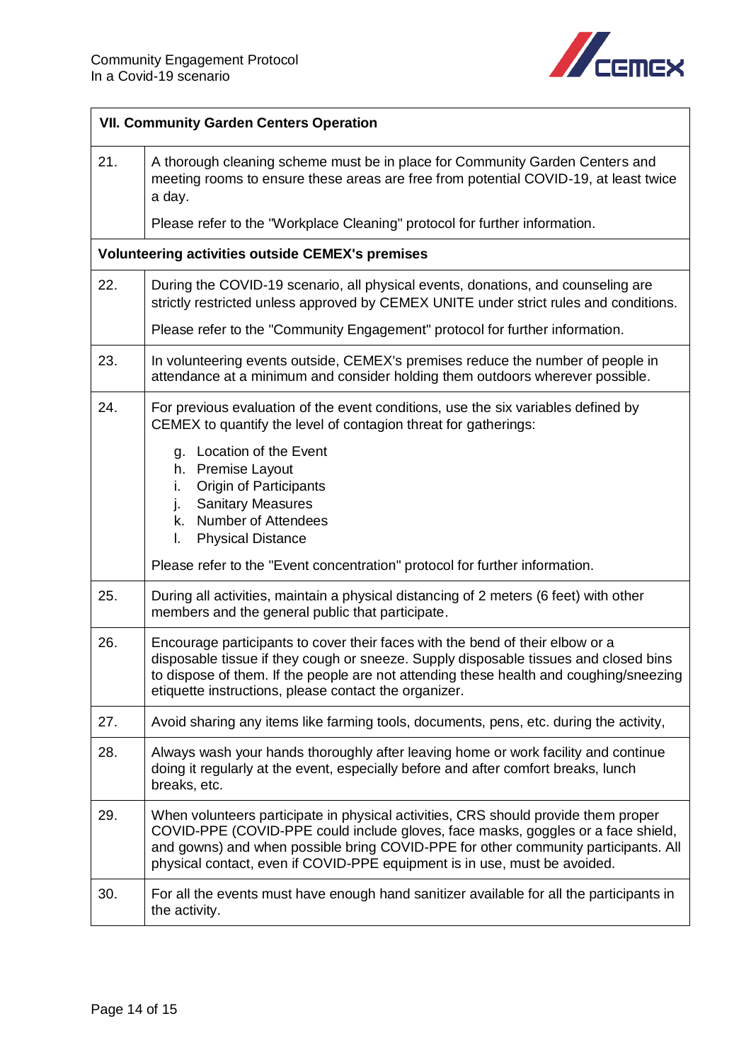| VII. Community Garden Centers Operation | |
|---|---|
| 21. | A thorough cleaning scheme must be in place for Community Garden Centers and meeting rooms to ensure these areas are free from potential COVID-19, at least twice a day.<br><br>Please refer to the "Workplace Cleaning" protocol for further information. |
| **Volunteering activities outside CEMEX's premises** | |
| 22. | During the COVID-19 scenario, all physical events, donations, and counseling are strictly restricted unless approved by CEMEX UNITE under strict rules and conditions.<br><br>Please refer to the "Community Engagement" protocol for further information. |
| 23. | In volunteering events outside, CEMEX's premises reduce the number of people in attendance at a minimum and consider holding them outdoors wherever possible. |
| 24. | For previous evaluation of the event conditions, use the six variables defined by CEMEX to quantify the level of contagion threat for gatherings:<br><br>g. Location of the Event<br>h. Premise Layout<br>i. Origin of Participants<br>j. Sanitary Measures<br>k. Number of Attendees<br>l. Physical Distance<br><br>Please refer to the "Event concentration" protocol for further information. |
| 25. | During all activities, maintain a physical distancing of 2 meters (6 feet) with other members and the general public that participate. |
| 26. | Encourage participants to cover their faces with the bend of their elbow or a disposable tissue if they cough or sneeze. Supply disposable tissues and closed bins to dispose of them. If the people are not attending these health and coughing/sneezing etiquette instructions, please contact the organizer. |
| 27. | Avoid sharing any items like farming tools, documents, pens, etc. during the activity, |
| 28. | Always wash your hands thoroughly after leaving home or work facility and continue doing it regularly at the event, especially before and after comfort breaks, lunch breaks, etc. |
| 29. | When volunteers participate in physical activities, CRS should provide them proper COVID-PPE (COVID-PPE could include gloves, face masks, goggles or a face shield, and gowns) and when possible bring COVID-PPE for other community participants. All physical contact, even if COVID-PPE equipment is in use, must be avoided. |
| 30. | For all the events must have enough hand sanitizer available for all the participants in the activity. |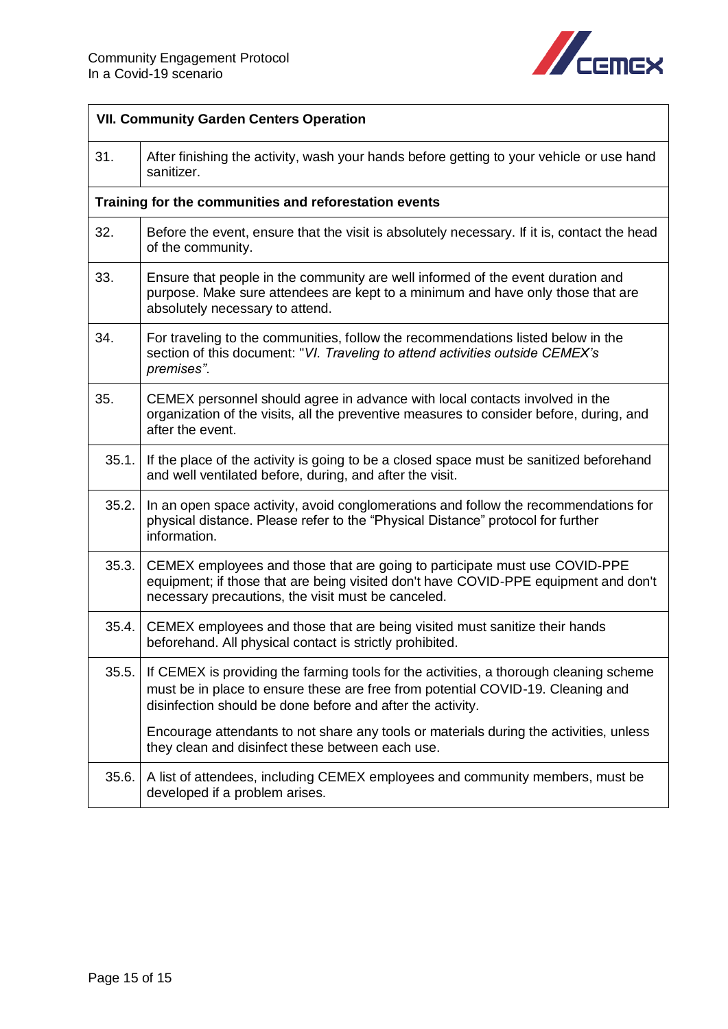| VII. Community Garden Centers Operation | |
|---|---|
| 31. | After finishing the activity, wash your hands before getting to your vehicle or use hand sanitizer. |
| **Training for the communities and reforestation events** | |
| 32. | Before the event, ensure that the visit is absolutely necessary. If it is, contact the head of the community. |
| 33. | Ensure that people in the community are well informed of the event duration and purpose. Make sure attendees are kept to a minimum and have only those that are absolutely necessary to attend. |
| 34. | For traveling to the communities, follow the recommendations listed below in the section of this document: "*VI. Traveling to attend activities outside CEMEX's premises"*. |
| 35. | CEMEX personnel should agree in advance with local contacts involved in the organization of the visits, all the preventive measures to consider before, during, and after the event. |
| 35.1. | If the place of the activity is going to be a closed space must be sanitized beforehand and well ventilated before, during, and after the visit. |
| 35.2. | In an open space activity, avoid conglomerations and follow the recommendations for physical distance. Please refer to the "Physical Distance" protocol for further information. |
| 35.3. | CEMEX employees and those that are going to participate must use COVID-PPE equipment; if those that are being visited don't have COVID-PPE equipment and don't necessary precautions, the visit must be canceled. |
| 35.4. | CEMEX employees and those that are being visited must sanitize their hands beforehand. All physical contact is strictly prohibited. |
| 35.5. | If CEMEX is providing the farming tools for the activities, a thorough cleaning scheme must be in place to ensure these are free from potential COVID-19. Cleaning and disinfection should be done before and after the activity.<br><br>Encourage attendants to not share any tools or materials during the activities, unless they clean and disinfect these between each use. |
| 35.6. | A list of attendees, including CEMEX employees and community members, must be developed if a problem arises. |